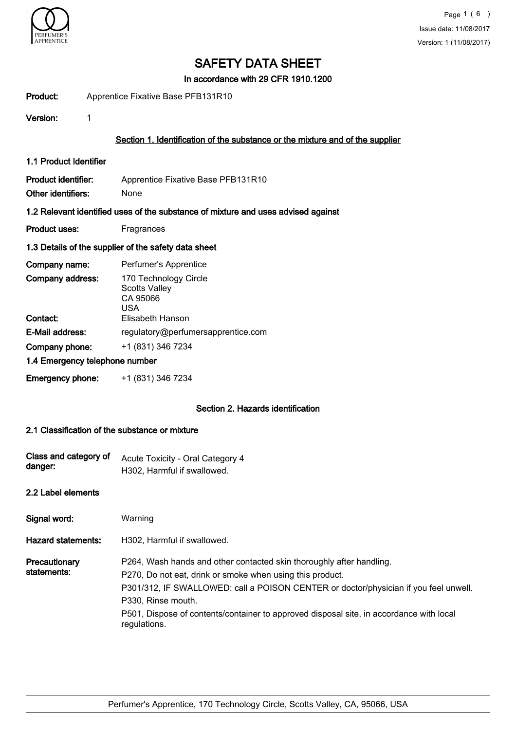# SAFETY DATA SHEET

**In accordance with 29 CFR 1910.1200**

**Product:** Apprentice Fixative Base PFB131R10

**Version:** 1

## Section 1. Identification of the substance or the mixture and of the supplier

### 1.1 Product Identifier

**Product identifier:** Apprentice Fixative Base PFB131R10

**Other identifiers:** None

### 1.2 Relevant identified uses of the substance of mixture and uses advised against

**Product uses:** Fragrances

### 1.3 Details of the supplier of the safety data sheet

**Company name:** Perfumer's Apprentice

**Company address:** 170 Technology Circle
Scotts Valley
CA 95066
USA

**Contact:** Elisabeth Hanson

**E-Mail address:** regulatory@perfumersapprentice.com

**Company phone:** +1 (831) 346 7234

### 1.4 Emergency telephone number

**Emergency phone:** +1 (831) 346 7234

## Section 2. Hazards identification

### 2.1 Classification of the substance or mixture

**Class and category of danger:** Acute Toxicity - Oral Category 4
H302, Harmful if swallowed.

### 2.2 Label elements

**Signal word:** Warning

**Hazard statements:** H302, Harmful if swallowed.

**Precautionary statements:**

P264, Wash hands and other contacted skin thoroughly after handling.

P270, Do not eat, drink or smoke when using this product.

P301/312, IF SWALLOWED: call a POISON CENTER or doctor/physician if you feel unwell.

P330, Rinse mouth.

P501, Dispose of contents/container to approved disposal site, in accordance with local regulations.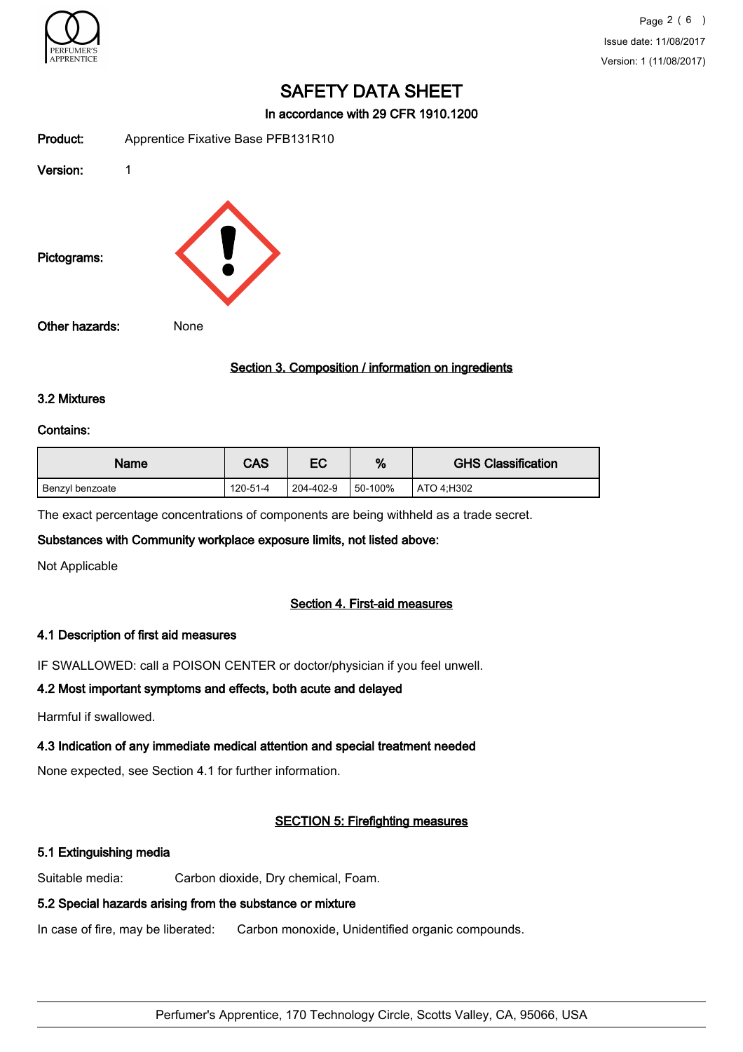# SAFETY DATA SHEET

**In accordance with 29 CFR 1910.1200**

**Product:** Apprentice Fixative Base PFB131R10

**Version:** 1

**Pictograms:**

**Other hazards:** None

## Section 3. Composition / information on ingredients

### 3.2 Mixtures

**Contains:**

| Name | CAS | EC | % | GHS Classification |
|---|---|---|---|---|
| Benzyl benzoate | 120-51-4 | 204-402-9 | 50-100% | ATO 4;H302 |

The exact percentage concentrations of components are being withheld as a trade secret.

**Substances with Community workplace exposure limits, not listed above:**

Not Applicable

## Section 4. First-aid measures

### 4.1 Description of first aid measures

IF SWALLOWED: call a POISON CENTER or doctor/physician if you feel unwell.

### 4.2 Most important symptoms and effects, both acute and delayed

Harmful if swallowed.

### 4.3 Indication of any immediate medical attention and special treatment needed

None expected, see Section 4.1 for further information.

## SECTION 5: Firefighting measures

### 5.1 Extinguishing media

Suitable media: Carbon dioxide, Dry chemical, Foam.

### 5.2 Special hazards arising from the substance or mixture

In case of fire, may be liberated: Carbon monoxide, Unidentified organic compounds.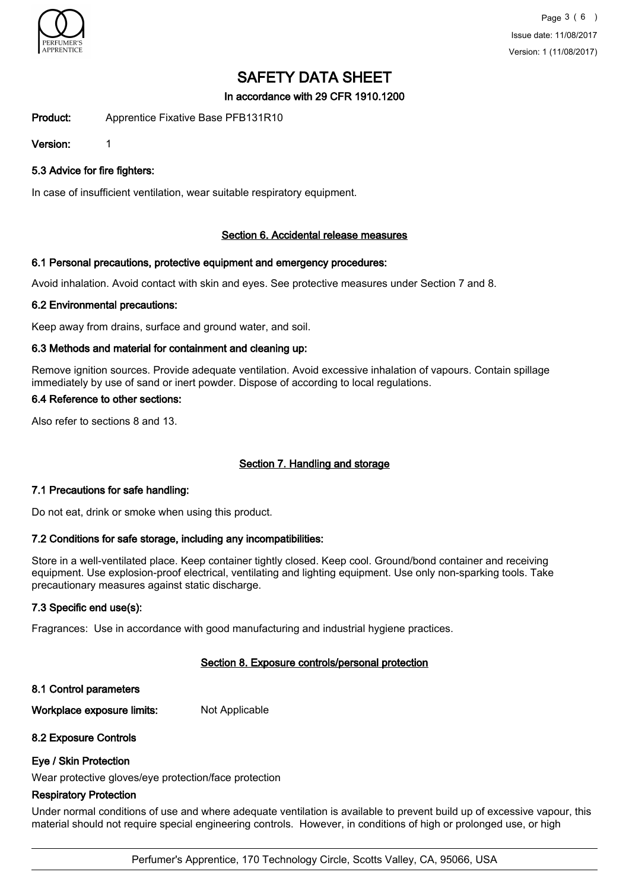# SAFETY DATA SHEET

In accordance with 29 CFR 1910.1200

**Product:** Apprentice Fixative Base PFB131R10

**Version:** 1

### 5.3 Advice for fire fighters:

In case of insufficient ventilation, wear suitable respiratory equipment.

## Section 6. Accidental release measures

### 6.1 Personal precautions, protective equipment and emergency procedures:

Avoid inhalation. Avoid contact with skin and eyes. See protective measures under Section 7 and 8.

### 6.2 Environmental precautions:

Keep away from drains, surface and ground water, and soil.

### 6.3 Methods and material for containment and cleaning up:

Remove ignition sources. Provide adequate ventilation. Avoid excessive inhalation of vapours. Contain spillage immediately by use of sand or inert powder. Dispose of according to local regulations.

### 6.4 Reference to other sections:

Also refer to sections 8 and 13.

## Section 7. Handling and storage

### 7.1 Precautions for safe handling:

Do not eat, drink or smoke when using this product.

### 7.2 Conditions for safe storage, including any incompatibilities:

Store in a well-ventilated place. Keep container tightly closed. Keep cool. Ground/bond container and receiving equipment. Use explosion-proof electrical, ventilating and lighting equipment. Use only non-sparking tools. Take precautionary measures against static discharge.

### 7.3 Specific end use(s):

Fragrances: Use in accordance with good manufacturing and industrial hygiene practices.

## Section 8. Exposure controls/personal protection

### 8.1 Control parameters

**Workplace exposure limits:** Not Applicable

### 8.2 Exposure Controls

#### Eye / Skin Protection

Wear protective gloves/eye protection/face protection

#### Respiratory Protection

Under normal conditions of use and where adequate ventilation is available to prevent build up of excessive vapour, this material should not require special engineering controls. However, in conditions of high or prolonged use, or high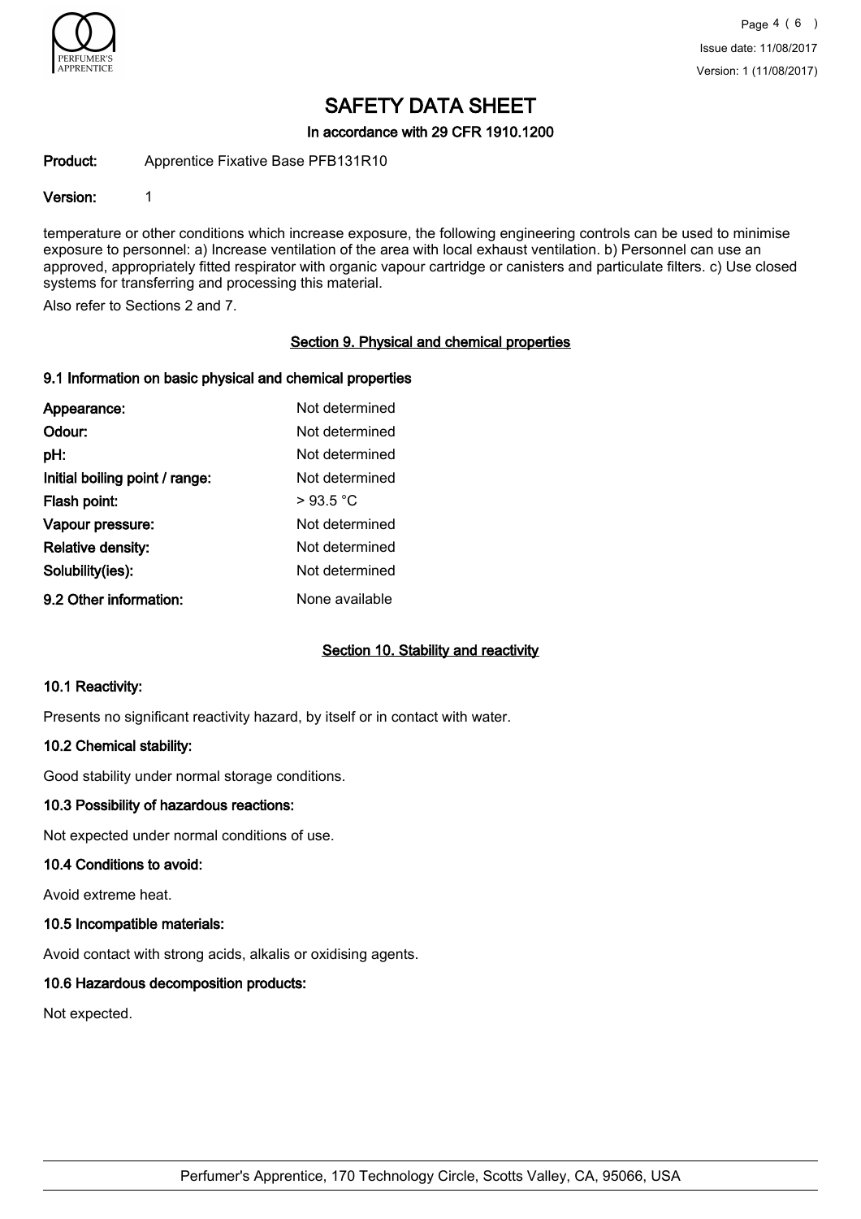# SAFETY DATA SHEET

In accordance with 29 CFR 1910.1200

**Product:** Apprentice Fixative Base PFB131R10

**Version:** 1

temperature or other conditions which increase exposure, the following engineering controls can be used to minimise exposure to personnel: a) Increase ventilation of the area with local exhaust ventilation. b) Personnel can use an approved, appropriately fitted respirator with organic vapour cartridge or canisters and particulate filters. c) Use closed systems for transferring and processing this material.

Also refer to Sections 2 and 7.

## Section 9. Physical and chemical properties

### 9.1 Information on basic physical and chemical properties

| | |
|---|---|
| **Appearance:** | Not determined |
| **Odour:** | Not determined |
| **pH:** | Not determined |
| **Initial boiling point / range:** | Not determined |
| **Flash point:** | > 93.5 °C |
| **Vapour pressure:** | Not determined |
| **Relative density:** | Not determined |
| **Solubility(ies):** | Not determined |
| **9.2 Other information:** | None available |

## Section 10. Stability and reactivity

### 10.1 Reactivity:

Presents no significant reactivity hazard, by itself or in contact with water.

### 10.2 Chemical stability:

Good stability under normal storage conditions.

### 10.3 Possibility of hazardous reactions:

Not expected under normal conditions of use.

### 10.4 Conditions to avoid:

Avoid extreme heat.

### 10.5 Incompatible materials:

Avoid contact with strong acids, alkalis or oxidising agents.

### 10.6 Hazardous decomposition products:

Not expected.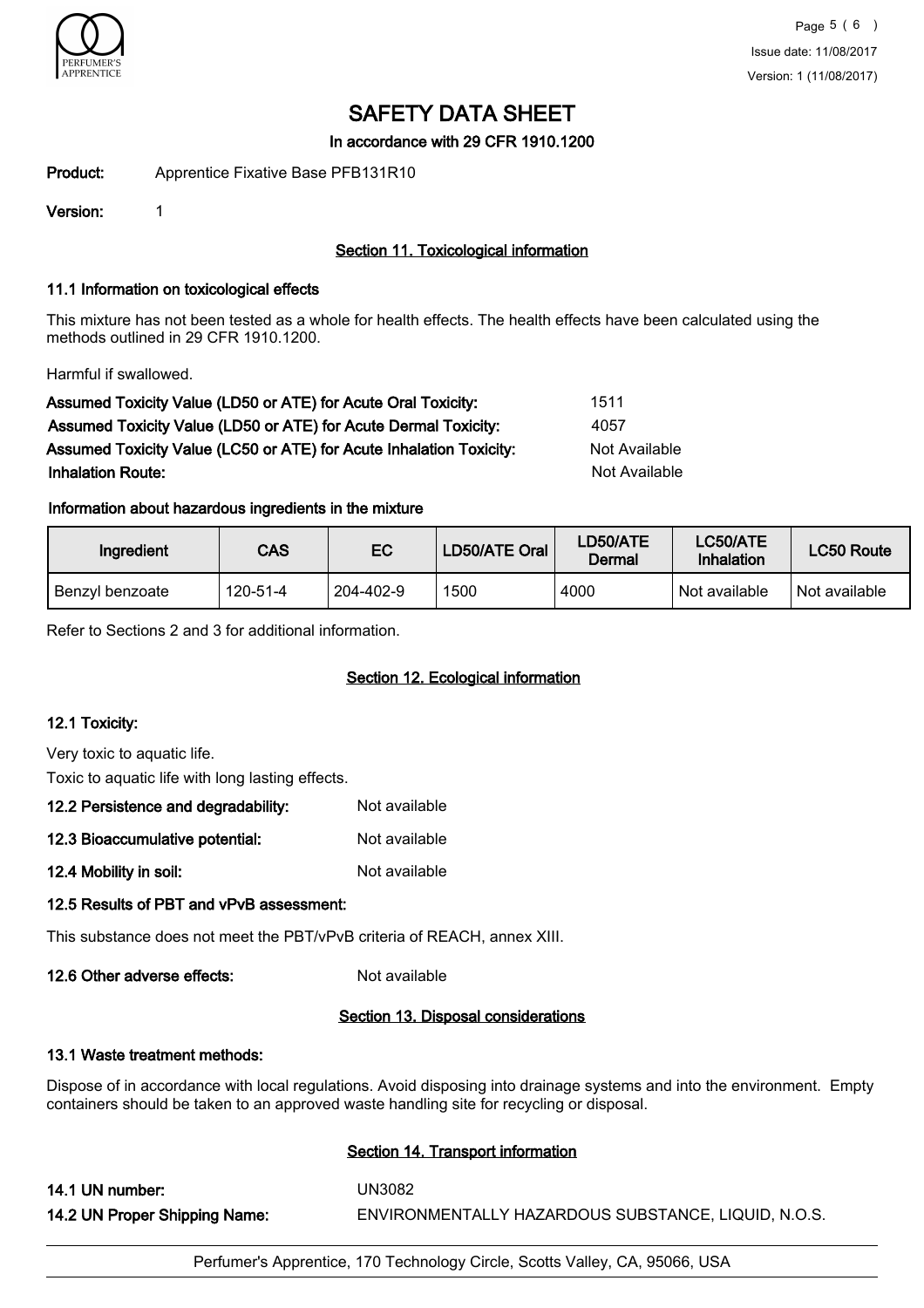# SAFETY DATA SHEET

**In accordance with 29 CFR 1910.1200**

**Product:** Apprentice Fixative Base PFB131R10

**Version:** 1

## Section 11. Toxicological information

### 11.1 Information on toxicological effects

This mixture has not been tested as a whole for health effects. The health effects have been calculated using the methods outlined in 29 CFR 1910.1200.

Harmful if swallowed.

| | |
|---|---|
| **Assumed Toxicity Value (LD50 or ATE) for Acute Oral Toxicity:** | 1511 |
| **Assumed Toxicity Value (LD50 or ATE) for Acute Dermal Toxicity:** | 4057 |
| **Assumed Toxicity Value (LC50 or ATE) for Acute Inhalation Toxicity:** | Not Available |
| **Inhalation Route:** | Not Available |

**Information about hazardous ingredients in the mixture**

| Ingredient | CAS | EC | LD50/ATE Oral | LD50/ATE Dermal | LC50/ATE Inhalation | LC50 Route |
|---|---|---|---|---|---|---|
| Benzyl benzoate | 120-51-4 | 204-402-9 | 1500 | 4000 | Not available | Not available |

Refer to Sections 2 and 3 for additional information.

## Section 12. Ecological information

### 12.1 Toxicity:

Very toxic to aquatic life.

Toxic to aquatic life with long lasting effects.

**12.2 Persistence and degradability:** Not available

**12.3 Bioaccumulative potential:** Not available

**12.4 Mobility in soil:** Not available

**12.5 Results of PBT and vPvB assessment:**

This substance does not meet the PBT/vPvB criteria of REACH, annex XIII.

**12.6 Other adverse effects:** Not available

## Section 13. Disposal considerations

### 13.1 Waste treatment methods:

Dispose of in accordance with local regulations. Avoid disposing into drainage systems and into the environment. Empty containers should be taken to an approved waste handling site for recycling or disposal.

## Section 14. Transport information

**14.1 UN number:** UN3082

**14.2 UN Proper Shipping Name:** ENVIRONMENTALLY HAZARDOUS SUBSTANCE, LIQUID, N.O.S.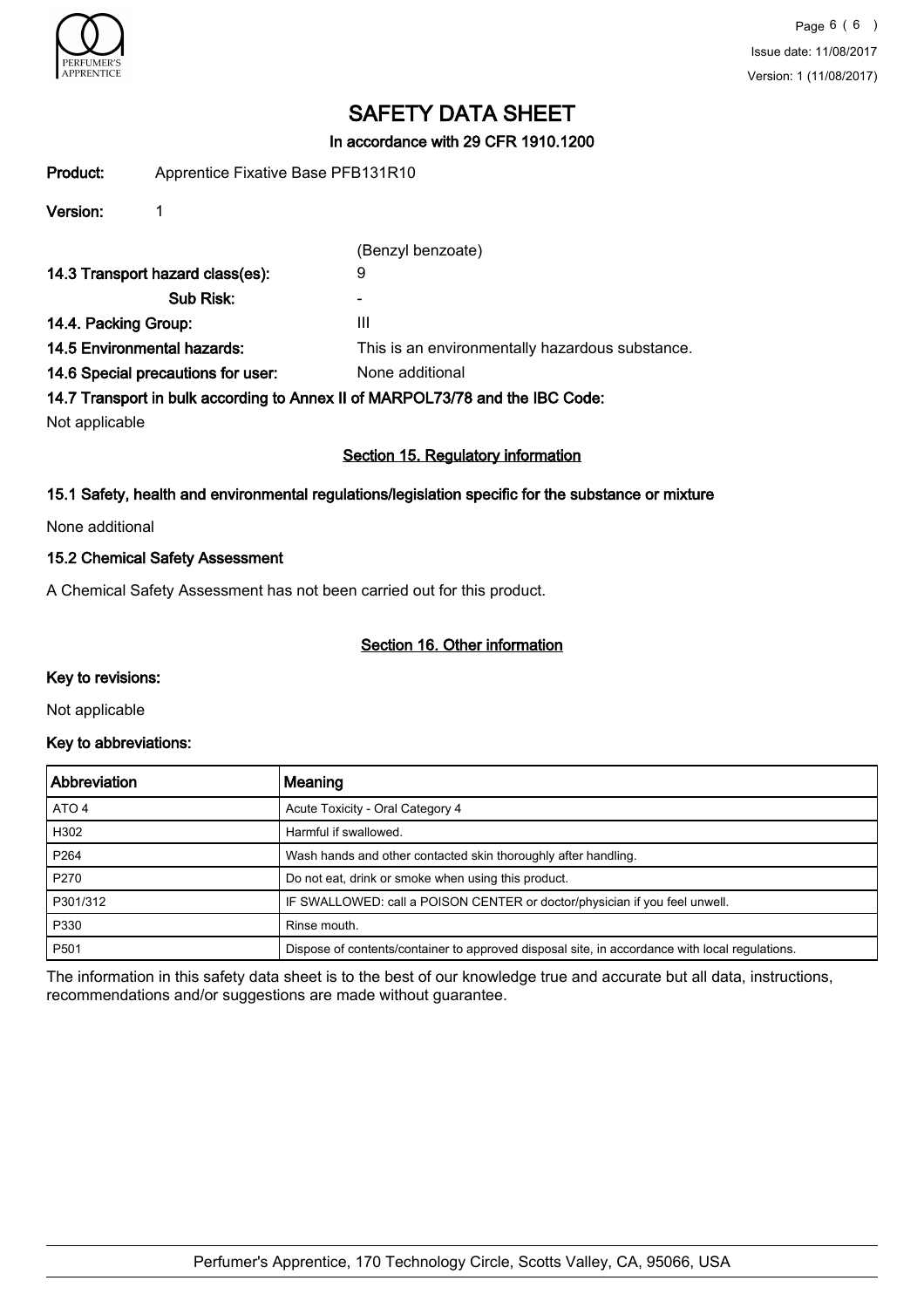# SAFETY DATA SHEET

**In accordance with 29 CFR 1910.1200**

**Product:** Apprentice Fixative Base PFB131R10

**Version:** 1

(Benzyl benzoate)

**14.3 Transport hazard class(es):** 9

**Sub Risk:** -

**14.4. Packing Group:** III

**14.5 Environmental hazards:** This is an environmentally hazardous substance.

**14.6 Special precautions for user:** None additional

**14.7 Transport in bulk according to Annex II of MARPOL73/78 and the IBC Code:**

Not applicable

## Section 15. Regulatory information

### 15.1 Safety, health and environmental regulations/legislation specific for the substance or mixture

None additional

### 15.2 Chemical Safety Assessment

A Chemical Safety Assessment has not been carried out for this product.

## Section 16. Other information

**Key to revisions:**

Not applicable

**Key to abbreviations:**

| Abbreviation | Meaning |
|---|---|
| ATO 4 | Acute Toxicity - Oral Category 4 |
| H302 | Harmful if swallowed. |
| P264 | Wash hands and other contacted skin thoroughly after handling. |
| P270 | Do not eat, drink or smoke when using this product. |
| P301/312 | IF SWALLOWED: call a POISON CENTER or doctor/physician if you feel unwell. |
| P330 | Rinse mouth. |
| P501 | Dispose of contents/container to approved disposal site, in accordance with local regulations. |

The information in this safety data sheet is to the best of our knowledge true and accurate but all data, instructions, recommendations and/or suggestions are made without guarantee.